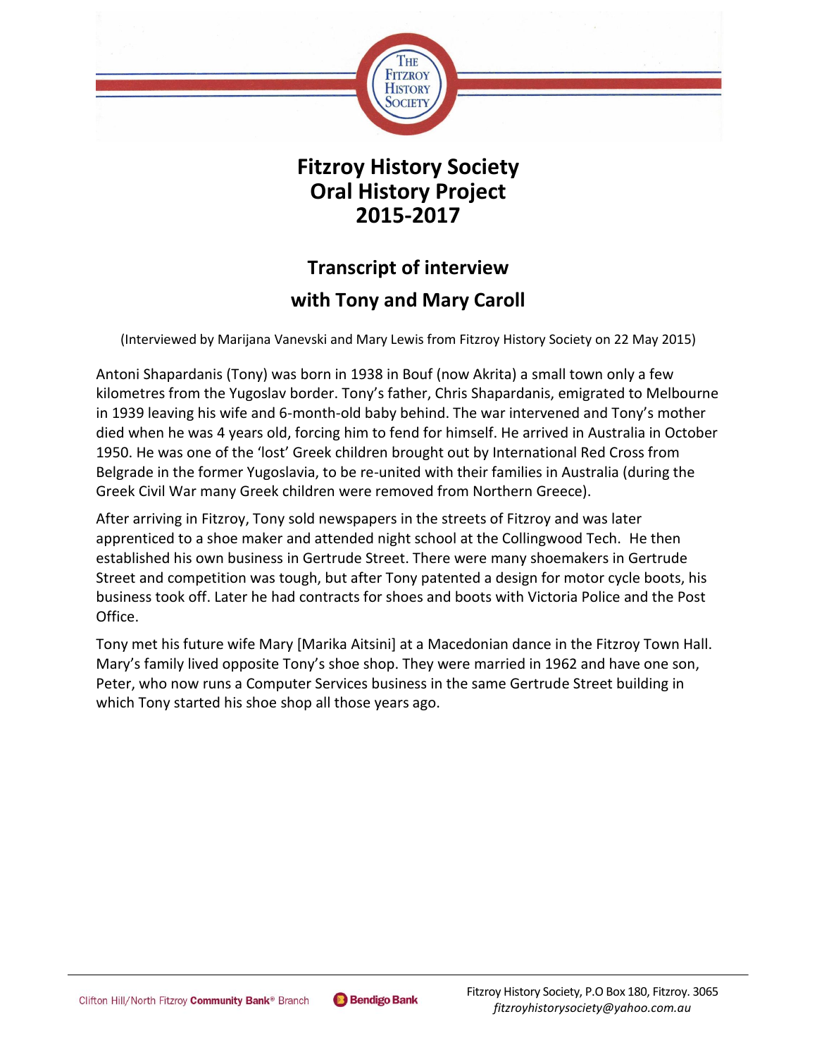# Fitzroy History Society
# Oral History Project
# 2015-2017

## Transcript of interview
## with Tony and Mary Caroll

(Interviewed by Marijana Vanevski and Mary Lewis from Fitzroy History Society on 22 May 2015)

Antoni Shapardanis (Tony) was born in 1938 in Bouf (now Akrita) a small town only a few kilometres from the Yugoslav border. Tony's father, Chris Shapardanis, emigrated to Melbourne in 1939 leaving his wife and 6-month-old baby behind. The war intervened and Tony's mother died when he was 4 years old, forcing him to fend for himself. He arrived in Australia in October 1950. He was one of the 'lost' Greek children brought out by International Red Cross from Belgrade in the former Yugoslavia, to be re-united with their families in Australia (during the Greek Civil War many Greek children were removed from Northern Greece).

After arriving in Fitzroy, Tony sold newspapers in the streets of Fitzroy and was later apprenticed to a shoe maker and attended night school at the Collingwood Tech. He then established his own business in Gertrude Street. There were many shoemakers in Gertrude Street and competition was tough, but after Tony patented a design for motor cycle boots, his business took off. Later he had contracts for shoes and boots with Victoria Police and the Post Office.

Tony met his future wife Mary [Marika Aitsini] at a Macedonian dance in the Fitzroy Town Hall. Mary's family lived opposite Tony's shoe shop. They were married in 1962 and have one son, Peter, who now runs a Computer Services business in the same Gertrude Street building in which Tony started his shoe shop all those years ago.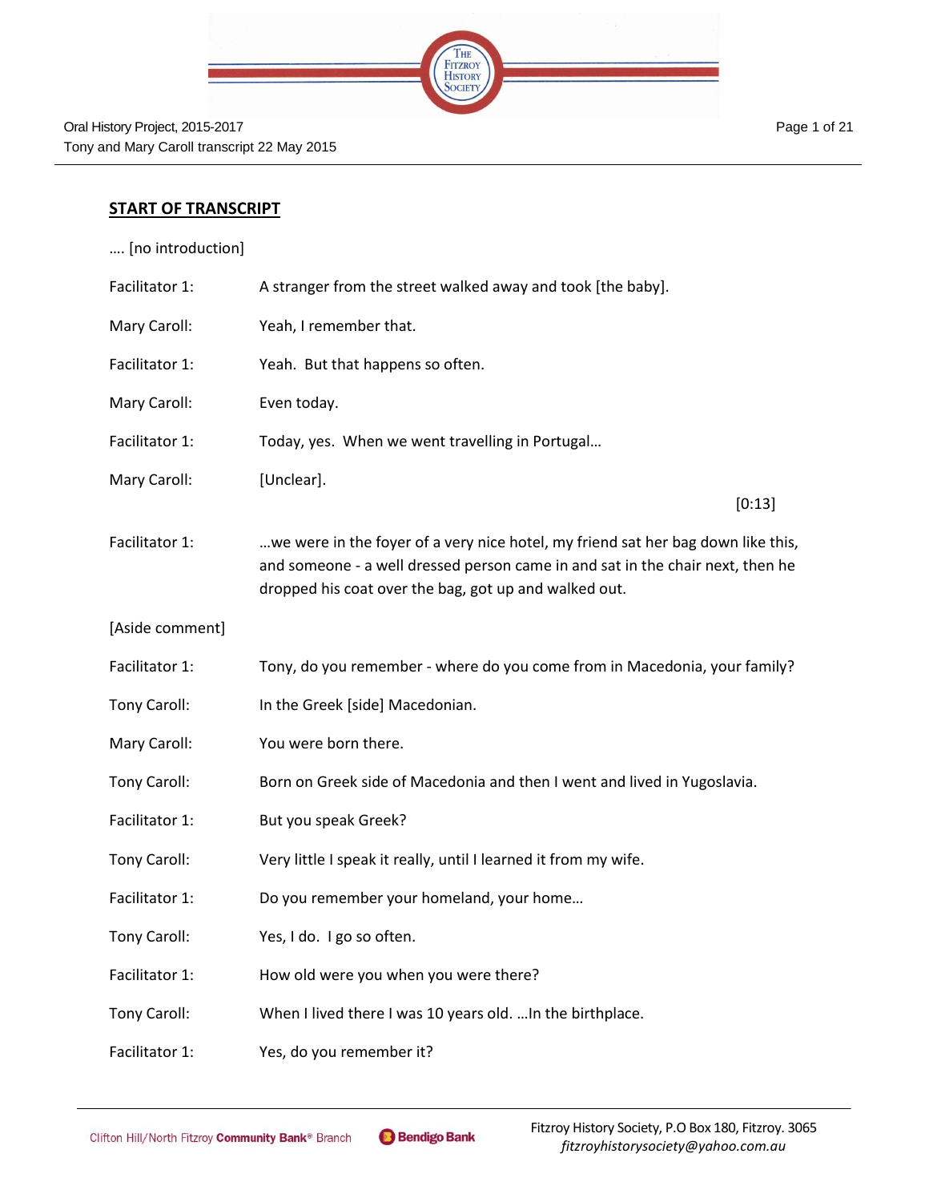## START OF TRANSCRIPT

…. [no introduction]

| | |
|---|---|
| Facilitator 1: | A stranger from the street walked away and took [the baby]. |
| Mary Caroll: | Yeah, I remember that. |
| Facilitator 1: | Yeah. But that happens so often. |
| Mary Caroll: | Even today. |
| Facilitator 1: | Today, yes. When we went travelling in Portugal… |
| Mary Caroll: | [Unclear]. |

[0:13]

| | |
|---|---|
| Facilitator 1: | …we were in the foyer of a very nice hotel, my friend sat her bag down like this, and someone - a well dressed person came in and sat in the chair next, then he dropped his coat over the bag, got up and walked out. |

[Aside comment]

| | |
|---|---|
| Facilitator 1: | Tony, do you remember - where do you come from in Macedonia, your family? |
| Tony Caroll: | In the Greek [side] Macedonian. |
| Mary Caroll: | You were born there. |
| Tony Caroll: | Born on Greek side of Macedonia and then I went and lived in Yugoslavia. |
| Facilitator 1: | But you speak Greek? |
| Tony Caroll: | Very little I speak it really, until I learned it from my wife. |
| Facilitator 1: | Do you remember your homeland, your home… |
| Tony Caroll: | Yes, I do. I go so often. |
| Facilitator 1: | How old were you when you were there? |
| Tony Caroll: | When I lived there I was 10 years old. …In the birthplace. |
| Facilitator 1: | Yes, do you remember it? |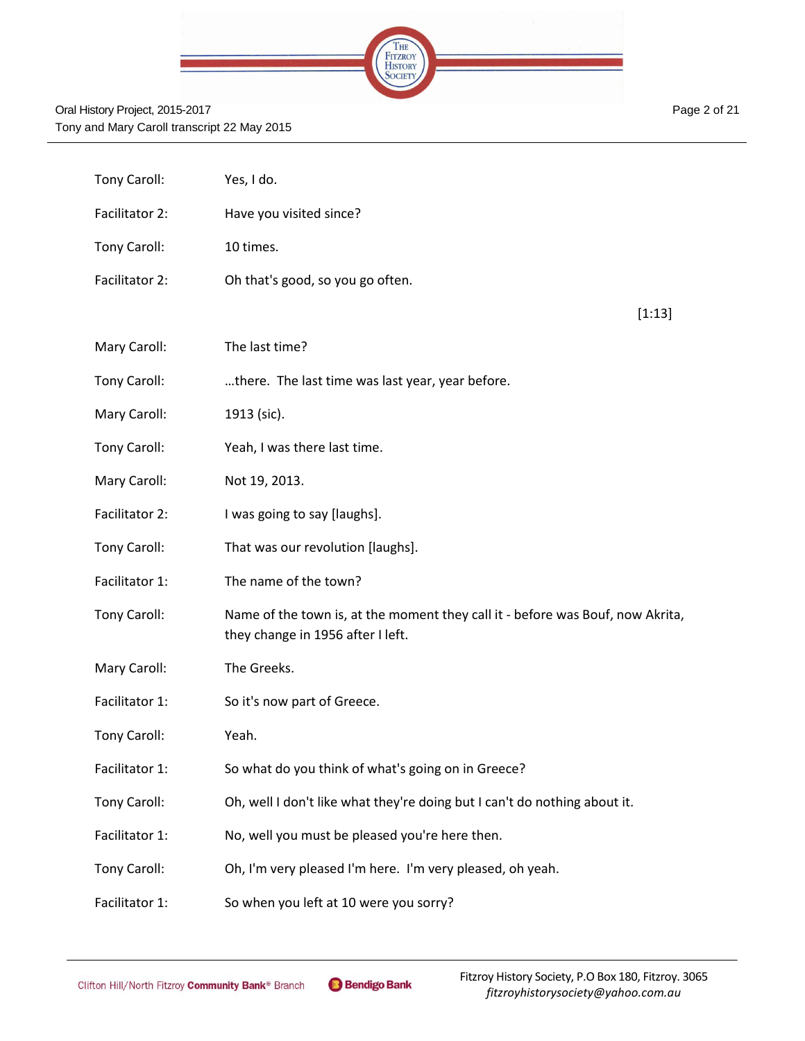| | |
|---|---|
| Tony Caroll: | Yes, I do. |
| Facilitator 2: | Have you visited since? |
| Tony Caroll: | 10 times. |
| Facilitator 2: | Oh that's good, so you go often. |
| | [1:13] |
| Mary Caroll: | The last time? |
| Tony Caroll: | …there. The last time was last year, year before. |
| Mary Caroll: | 1913 (sic). |
| Tony Caroll: | Yeah, I was there last time. |
| Mary Caroll: | Not 19, 2013. |
| Facilitator 2: | I was going to say [laughs]. |
| Tony Caroll: | That was our revolution [laughs]. |
| Facilitator 1: | The name of the town? |
| Tony Caroll: | Name of the town is, at the moment they call it - before was Bouf, now Akrita, they change in 1956 after I left. |
| Mary Caroll: | The Greeks. |
| Facilitator 1: | So it's now part of Greece. |
| Tony Caroll: | Yeah. |
| Facilitator 1: | So what do you think of what's going on in Greece? |
| Tony Caroll: | Oh, well I don't like what they're doing but I can't do nothing about it. |
| Facilitator 1: | No, well you must be pleased you're here then. |
| Tony Caroll: | Oh, I'm very pleased I'm here. I'm very pleased, oh yeah. |
| Facilitator 1: | So when you left at 10 were you sorry? |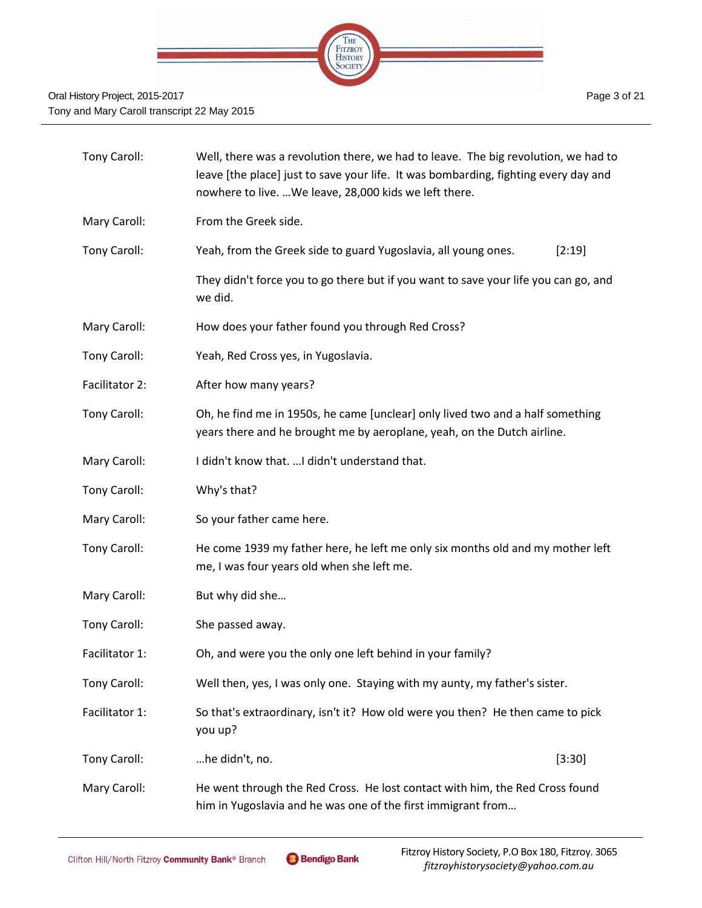| | |
|---|---|
| Tony Caroll: | Well, there was a revolution there, we had to leave. The big revolution, we had to leave [the place] just to save your life. It was bombarding, fighting every day and nowhere to live. …We leave, 28,000 kids we left there. |
| Mary Caroll: | From the Greek side. |
| Tony Caroll: | Yeah, from the Greek side to guard Yugoslavia, all young ones. [2:19] |
| | They didn't force you to go there but if you want to save your life you can go, and we did. |
| Mary Caroll: | How does your father found you through Red Cross? |
| Tony Caroll: | Yeah, Red Cross yes, in Yugoslavia. |
| Facilitator 2: | After how many years? |
| Tony Caroll: | Oh, he find me in 1950s, he came [unclear] only lived two and a half something years there and he brought me by aeroplane, yeah, on the Dutch airline. |
| Mary Caroll: | I didn't know that. …I didn't understand that. |
| Tony Caroll: | Why's that? |
| Mary Caroll: | So your father came here. |
| Tony Caroll: | He come 1939 my father here, he left me only six months old and my mother left me, I was four years old when she left me. |
| Mary Caroll: | But why did she… |
| Tony Caroll: | She passed away. |
| Facilitator 1: | Oh, and were you the only one left behind in your family? |
| Tony Caroll: | Well then, yes, I was only one. Staying with my aunty, my father's sister. |
| Facilitator 1: | So that's extraordinary, isn't it? How old were you then? He then came to pick you up? |
| Tony Caroll: | …he didn't, no. [3:30] |
| Mary Caroll: | He went through the Red Cross. He lost contact with him, the Red Cross found him in Yugoslavia and he was one of the first immigrant from… |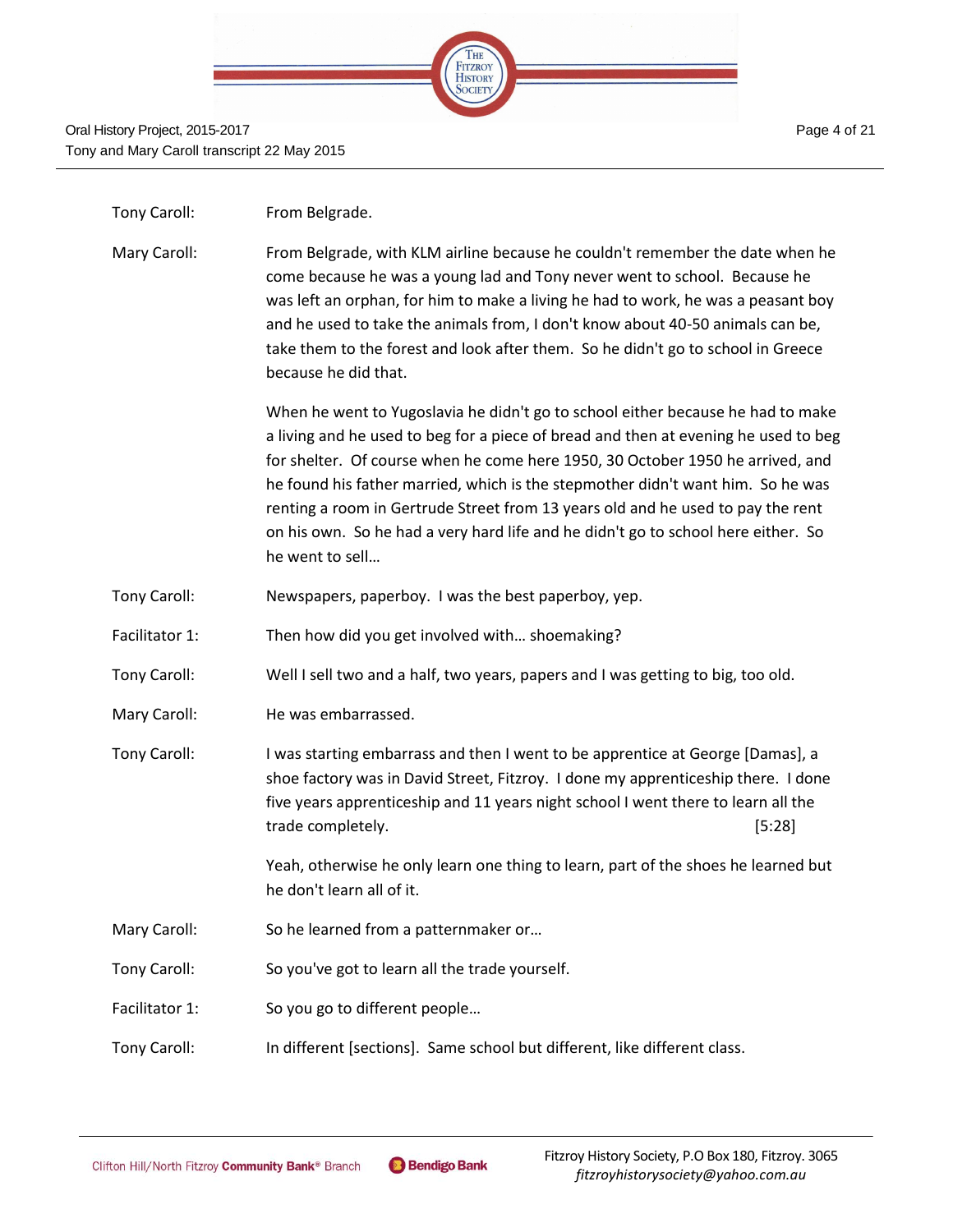Tony Caroll: From Belgrade.

Mary Caroll: From Belgrade, with KLM airline because he couldn't remember the date when he come because he was a young lad and Tony never went to school. Because he was left an orphan, for him to make a living he had to work, he was a peasant boy and he used to take the animals from, I don't know about 40-50 animals can be, take them to the forest and look after them. So he didn't go to school in Greece because he did that.

When he went to Yugoslavia he didn't go to school either because he had to make a living and he used to beg for a piece of bread and then at evening he used to beg for shelter. Of course when he come here 1950, 30 October 1950 he arrived, and he found his father married, which is the stepmother didn't want him. So he was renting a room in Gertrude Street from 13 years old and he used to pay the rent on his own. So he had a very hard life and he didn't go to school here either. So he went to sell…

Tony Caroll: Newspapers, paperboy. I was the best paperboy, yep.

Facilitator 1: Then how did you get involved with… shoemaking?

Tony Caroll: Well I sell two and a half, two years, papers and I was getting to big, too old.

Mary Caroll: He was embarrassed.

Tony Caroll: I was starting embarrass and then I went to be apprentice at George [Damas], a shoe factory was in David Street, Fitzroy. I done my apprenticeship there. I done five years apprenticeship and 11 years night school I went there to learn all the trade completely. [5:28]

Yeah, otherwise he only learn one thing to learn, part of the shoes he learned but he don't learn all of it.

Mary Caroll: So he learned from a patternmaker or…

Tony Caroll: So you've got to learn all the trade yourself.

Facilitator 1: So you go to different people…

Tony Caroll: In different [sections]. Same school but different, like different class.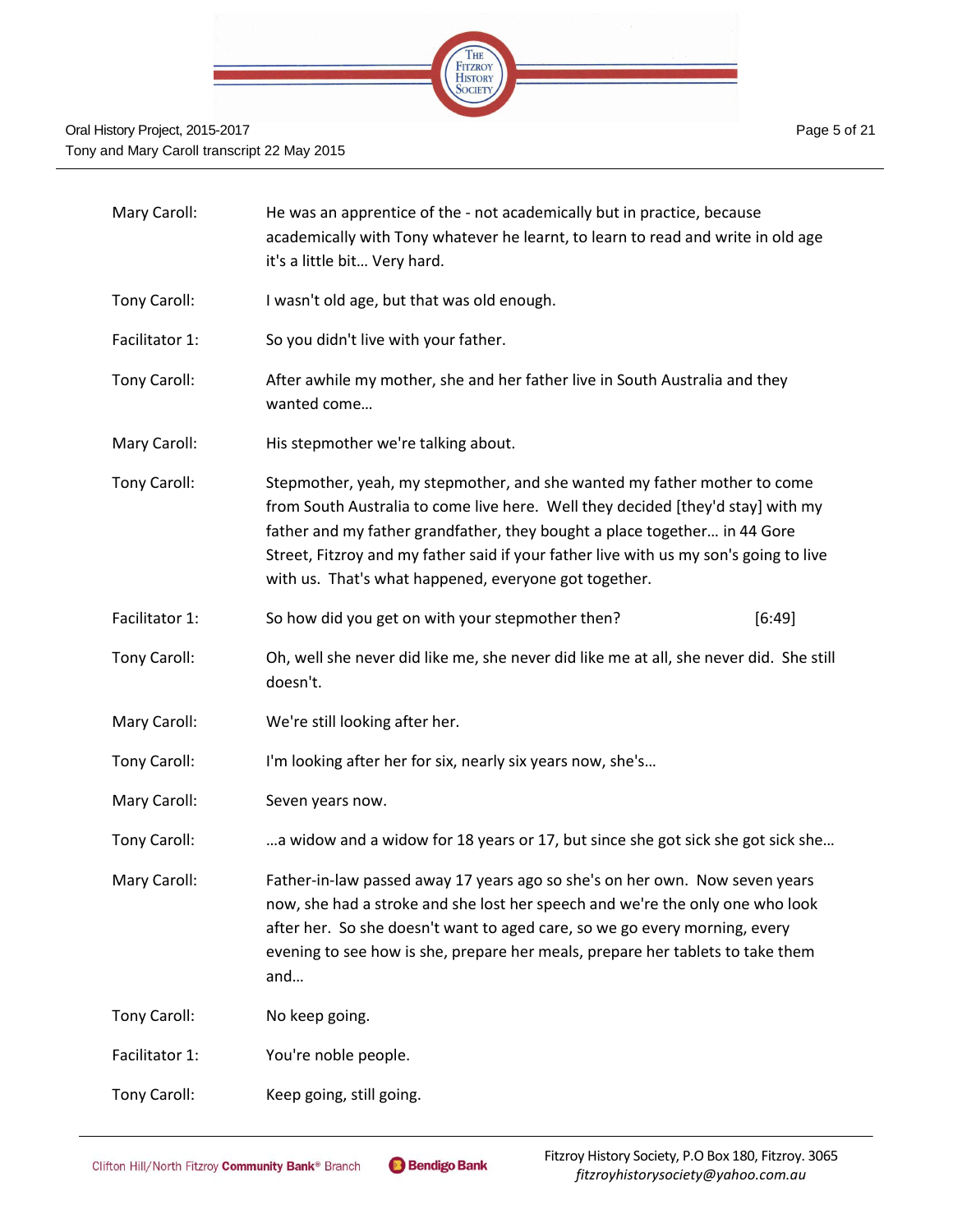Mary Caroll: He was an apprentice of the - not academically but in practice, because academically with Tony whatever he learnt, to learn to read and write in old age it's a little bit… Very hard.

Tony Caroll: I wasn't old age, but that was old enough.

Facilitator 1: So you didn't live with your father.

Tony Caroll: After awhile my mother, she and her father live in South Australia and they wanted come…

Mary Caroll: His stepmother we're talking about.

Tony Caroll: Stepmother, yeah, my stepmother, and she wanted my father mother to come from South Australia to come live here. Well they decided [they'd stay] with my father and my father grandfather, they bought a place together… in 44 Gore Street, Fitzroy and my father said if your father live with us my son's going to live with us. That's what happened, everyone got together.

Facilitator 1: So how did you get on with your stepmother then? [6:49]

Tony Caroll: Oh, well she never did like me, she never did like me at all, she never did. She still doesn't.

Mary Caroll: We're still looking after her.

Tony Caroll: I'm looking after her for six, nearly six years now, she's…

Mary Caroll: Seven years now.

Tony Caroll: …a widow and a widow for 18 years or 17, but since she got sick she got sick she…

Mary Caroll: Father-in-law passed away 17 years ago so she's on her own. Now seven years now, she had a stroke and she lost her speech and we're the only one who look after her. So she doesn't want to aged care, so we go every morning, every evening to see how is she, prepare her meals, prepare her tablets to take them and…

Tony Caroll: No keep going.

Facilitator 1: You're noble people.

Tony Caroll: Keep going, still going.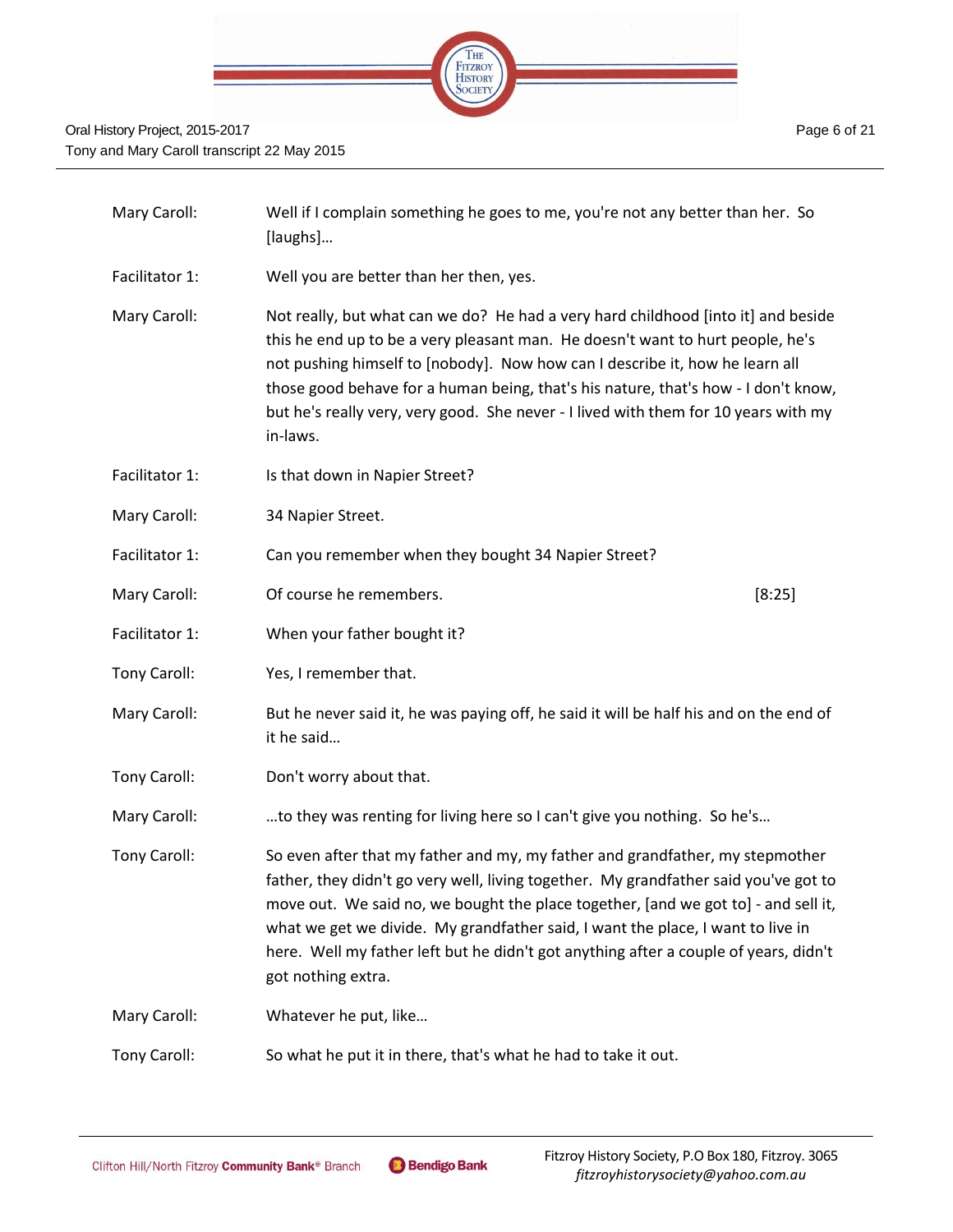| | |
|---|---|
| Mary Caroll: | Well if I complain something he goes to me, you're not any better than her. So [laughs]… |
| Facilitator 1: | Well you are better than her then, yes. |
| Mary Caroll: | Not really, but what can we do? He had a very hard childhood [into it] and beside this he end up to be a very pleasant man. He doesn't want to hurt people, he's not pushing himself to [nobody]. Now how can I describe it, how he learn all those good behave for a human being, that's his nature, that's how - I don't know, but he's really very, very good. She never - I lived with them for 10 years with my in-laws. |
| Facilitator 1: | Is that down in Napier Street? |
| Mary Caroll: | 34 Napier Street. |
| Facilitator 1: | Can you remember when they bought 34 Napier Street? |
| Mary Caroll: | Of course he remembers. [8:25] |
| Facilitator 1: | When your father bought it? |
| Tony Caroll: | Yes, I remember that. |
| Mary Caroll: | But he never said it, he was paying off, he said it will be half his and on the end of it he said… |
| Tony Caroll: | Don't worry about that. |
| Mary Caroll: | …to they was renting for living here so I can't give you nothing. So he's… |
| Tony Caroll: | So even after that my father and my, my father and grandfather, my stepmother father, they didn't go very well, living together. My grandfather said you've got to move out. We said no, we bought the place together, [and we got to] - and sell it, what we get we divide. My grandfather said, I want the place, I want to live in here. Well my father left but he didn't got anything after a couple of years, didn't got nothing extra. |
| Mary Caroll: | Whatever he put, like… |
| Tony Caroll: | So what he put it in there, that's what he had to take it out. |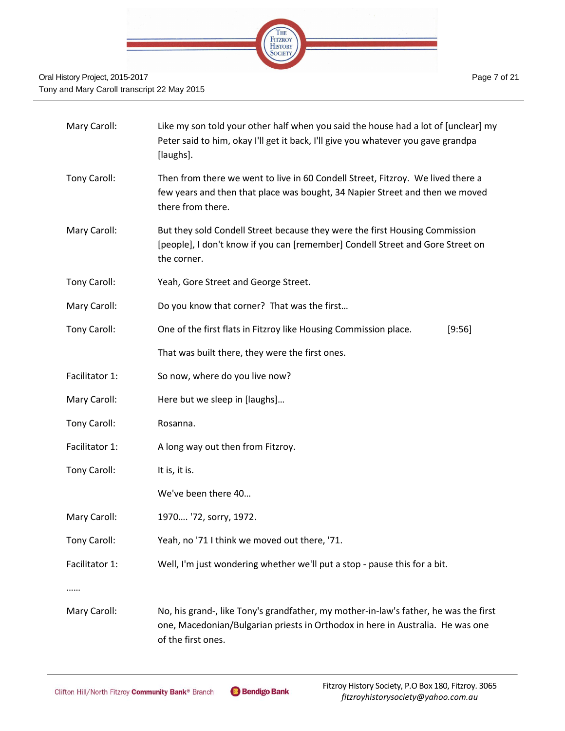| | |
|---|---|
| Mary Caroll: | Like my son told your other half when you said the house had a lot of [unclear] my Peter said to him, okay I'll get it back, I'll give you whatever you gave grandpa [laughs]. |
| Tony Caroll: | Then from there we went to live in 60 Condell Street, Fitzroy. We lived there a few years and then that place was bought, 34 Napier Street and then we moved there from there. |
| Mary Caroll: | But they sold Condell Street because they were the first Housing Commission [people], I don't know if you can [remember] Condell Street and Gore Street on the corner. |
| Tony Caroll: | Yeah, Gore Street and George Street. |
| Mary Caroll: | Do you know that corner? That was the first… |
| Tony Caroll: | One of the first flats in Fitzroy like Housing Commission place. [9:56] |
| | That was built there, they were the first ones. |
| Facilitator 1: | So now, where do you live now? |
| Mary Caroll: | Here but we sleep in [laughs]… |
| Tony Caroll: | Rosanna. |
| Facilitator 1: | A long way out then from Fitzroy. |
| Tony Caroll: | It is, it is. |
| | We've been there 40… |
| Mary Caroll: | 1970…. '72, sorry, 1972. |
| Tony Caroll: | Yeah, no '71 I think we moved out there, '71. |
| Facilitator 1: | Well, I'm just wondering whether we'll put a stop - pause this for a bit. |

……

| | |
|---|---|
| Mary Caroll: | No, his grand-, like Tony's grandfather, my mother-in-law's father, he was the first one, Macedonian/Bulgarian priests in Orthodox in here in Australia. He was one of the first ones. |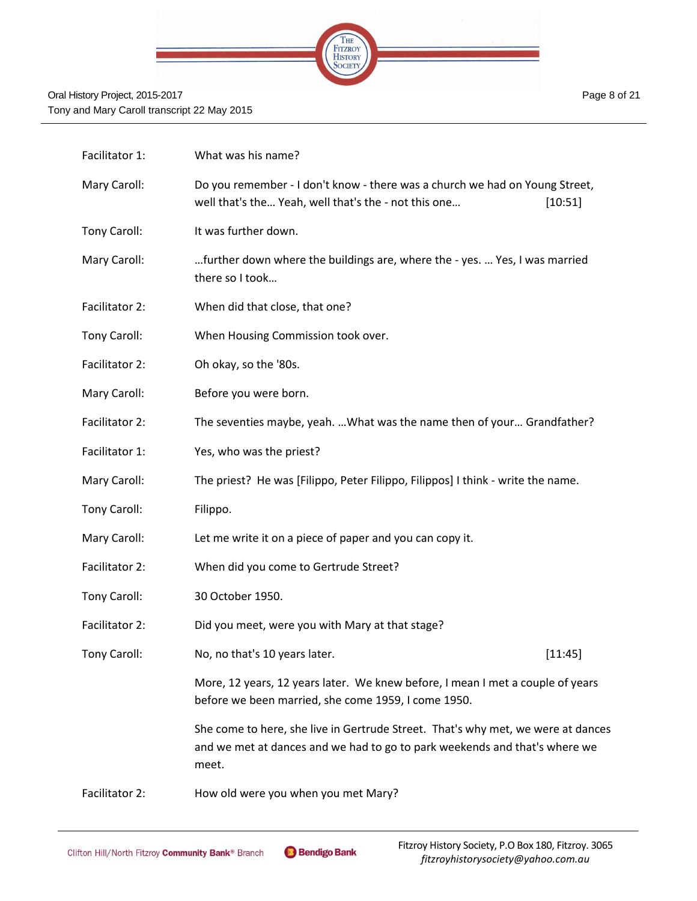| | |
|---|---|
| Facilitator 1: | What was his name? |
| Mary Caroll: | Do you remember - I don't know - there was a church we had on Young Street, well that's the… Yeah, well that's the - not this one… [10:51] |
| Tony Caroll: | It was further down. |
| Mary Caroll: | …further down where the buildings are, where the - yes. … Yes, I was married there so I took… |
| Facilitator 2: | When did that close, that one? |
| Tony Caroll: | When Housing Commission took over. |
| Facilitator 2: | Oh okay, so the '80s. |
| Mary Caroll: | Before you were born. |
| Facilitator 2: | The seventies maybe, yeah. …What was the name then of your… Grandfather? |
| Facilitator 1: | Yes, who was the priest? |
| Mary Caroll: | The priest? He was [Filippo, Peter Filippo, Filippos] I think - write the name. |
| Tony Caroll: | Filippo. |
| Mary Caroll: | Let me write it on a piece of paper and you can copy it. |
| Facilitator 2: | When did you come to Gertrude Street? |
| Tony Caroll: | 30 October 1950. |
| Facilitator 2: | Did you meet, were you with Mary at that stage? |
| Tony Caroll: | No, no that's 10 years later. [11:45] |
| | More, 12 years, 12 years later. We knew before, I mean I met a couple of years before we been married, she come 1959, I come 1950. |
| | She come to here, she live in Gertrude Street. That's why met, we were at dances and we met at dances and we had to go to park weekends and that's where we meet. |
| Facilitator 2: | How old were you when you met Mary? |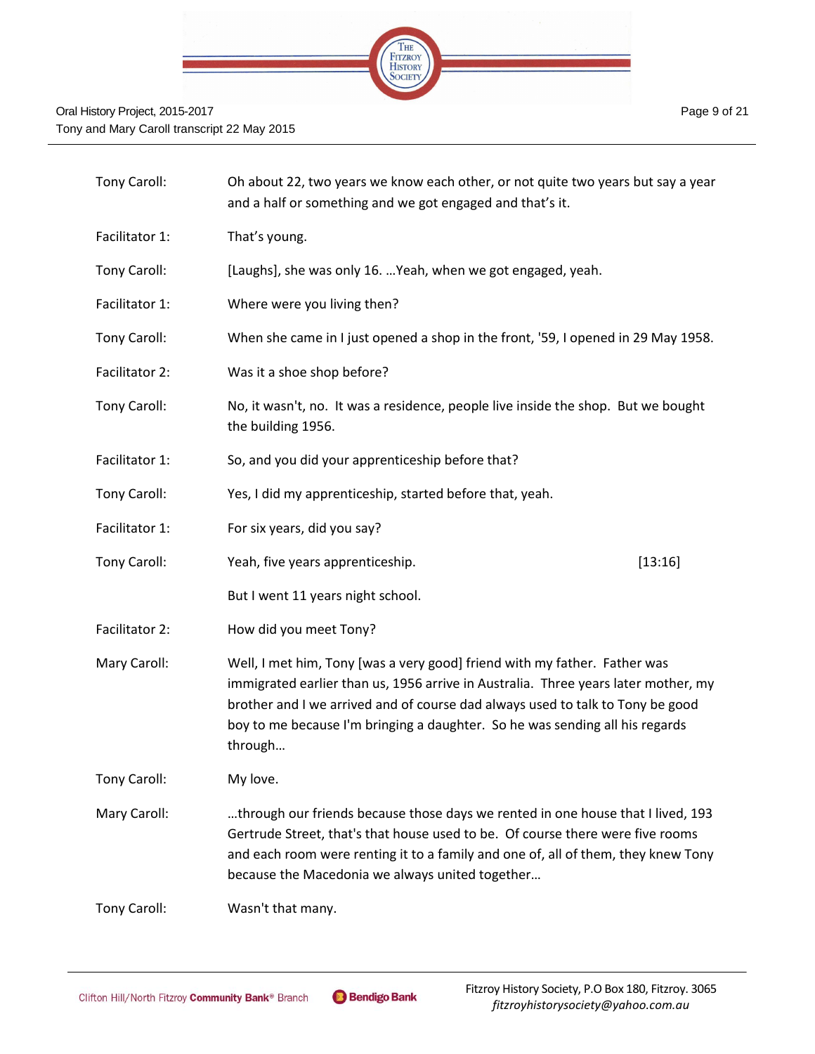| | |
|---|---|
| Tony Caroll: | Oh about 22, two years we know each other, or not quite two years but say a year and a half or something and we got engaged and that's it. |
| Facilitator 1: | That's young. |
| Tony Caroll: | [Laughs], she was only 16. …Yeah, when we got engaged, yeah. |
| Facilitator 1: | Where were you living then? |
| Tony Caroll: | When she came in I just opened a shop in the front, '59, I opened in 29 May 1958. |
| Facilitator 2: | Was it a shoe shop before? |
| Tony Caroll: | No, it wasn't, no. It was a residence, people live inside the shop. But we bought the building 1956. |
| Facilitator 1: | So, and you did your apprenticeship before that? |
| Tony Caroll: | Yes, I did my apprenticeship, started before that, yeah. |
| Facilitator 1: | For six years, did you say? |
| Tony Caroll: | Yeah, five years apprenticeship. [13:16] |
| | But I went 11 years night school. |
| Facilitator 2: | How did you meet Tony? |
| Mary Caroll: | Well, I met him, Tony [was a very good] friend with my father. Father was immigrated earlier than us, 1956 arrive in Australia. Three years later mother, my brother and I we arrived and of course dad always used to talk to Tony be good boy to me because I'm bringing a daughter. So he was sending all his regards through… |
| Tony Caroll: | My love. |
| Mary Caroll: | …through our friends because those days we rented in one house that I lived, 193 Gertrude Street, that's that house used to be. Of course there were five rooms and each room were renting it to a family and one of, all of them, they knew Tony because the Macedonia we always united together… |
| Tony Caroll: | Wasn't that many. |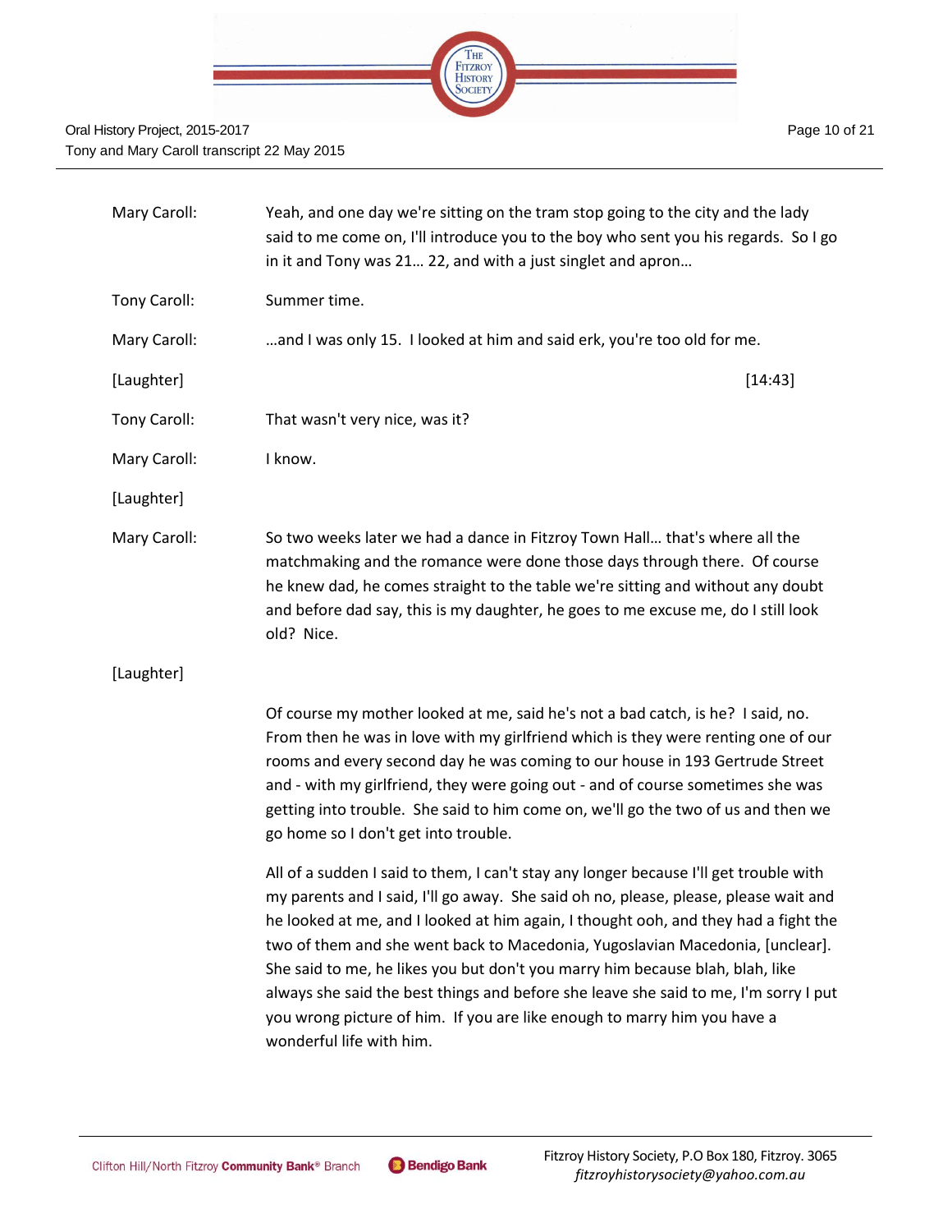| | |
|---|---|
| Mary Caroll: | Yeah, and one day we're sitting on the tram stop going to the city and the lady said to me come on, I'll introduce you to the boy who sent you his regards. So I go in it and Tony was 21… 22, and with a just singlet and apron… |
| Tony Caroll: | Summer time. |
| Mary Caroll: | …and I was only 15. I looked at him and said erk, you're too old for me. |
| [Laughter] | [14:43] |
| Tony Caroll: | That wasn't very nice, was it? |
| Mary Caroll: | I know. |
| [Laughter] | |
| Mary Caroll: | So two weeks later we had a dance in Fitzroy Town Hall… that's where all the matchmaking and the romance were done those days through there. Of course he knew dad, he comes straight to the table we're sitting and without any doubt and before dad say, this is my daughter, he goes to me excuse me, do I still look old? Nice. |
| [Laughter] | |

Of course my mother looked at me, said he's not a bad catch, is he? I said, no. From then he was in love with my girlfriend which is they were renting one of our rooms and every second day he was coming to our house in 193 Gertrude Street and - with my girlfriend, they were going out - and of course sometimes she was getting into trouble. She said to him come on, we'll go the two of us and then we go home so I don't get into trouble.

All of a sudden I said to them, I can't stay any longer because I'll get trouble with my parents and I said, I'll go away. She said oh no, please, please, please wait and he looked at me, and I looked at him again, I thought ooh, and they had a fight the two of them and she went back to Macedonia, Yugoslavian Macedonia, [unclear]. She said to me, he likes you but don't you marry him because blah, blah, like always she said the best things and before she leave she said to me, I'm sorry I put you wrong picture of him. If you are like enough to marry him you have a wonderful life with him.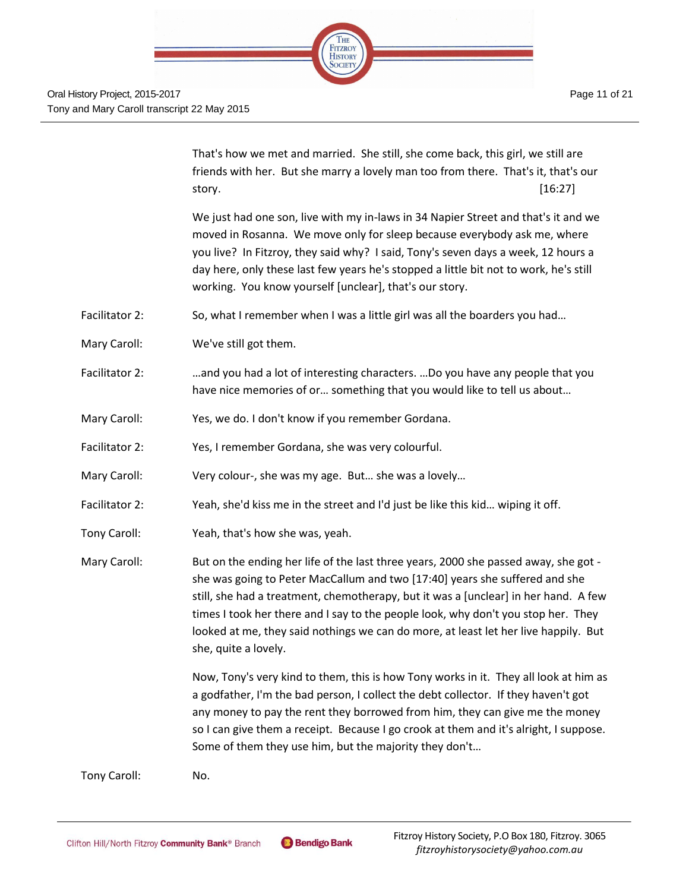That's how we met and married. She still, she come back, this girl, we still are friends with her. But she marry a lovely man too from there. That's it, that's our story. [16:27]

We just had one son, live with my in-laws in 34 Napier Street and that's it and we moved in Rosanna. We move only for sleep because everybody ask me, where you live? In Fitzroy, they said why? I said, Tony's seven days a week, 12 hours a day here, only these last few years he's stopped a little bit not to work, he's still working. You know yourself [unclear], that's our story.

Facilitator 2: So, what I remember when I was a little girl was all the boarders you had…

Mary Caroll: We've still got them.

Facilitator 2: …and you had a lot of interesting characters. …Do you have any people that you have nice memories of or… something that you would like to tell us about…

Mary Caroll: Yes, we do. I don't know if you remember Gordana.

Facilitator 2: Yes, I remember Gordana, she was very colourful.

Mary Caroll: Very colour-, she was my age. But… she was a lovely…

Facilitator 2: Yeah, she'd kiss me in the street and I'd just be like this kid… wiping it off.

Tony Caroll: Yeah, that's how she was, yeah.

Mary Caroll: But on the ending her life of the last three years, 2000 she passed away, she got - she was going to Peter MacCallum and two [17:40] years she suffered and she still, she had a treatment, chemotherapy, but it was a [unclear] in her hand. A few times I took her there and I say to the people look, why don't you stop her. They looked at me, they said nothings we can do more, at least let her live happily. But she, quite a lovely.

Now, Tony's very kind to them, this is how Tony works in it. They all look at him as a godfather, I'm the bad person, I collect the debt collector. If they haven't got any money to pay the rent they borrowed from him, they can give me the money so I can give them a receipt. Because I go crook at them and it's alright, I suppose. Some of them they use him, but the majority they don't…

Tony Caroll: No.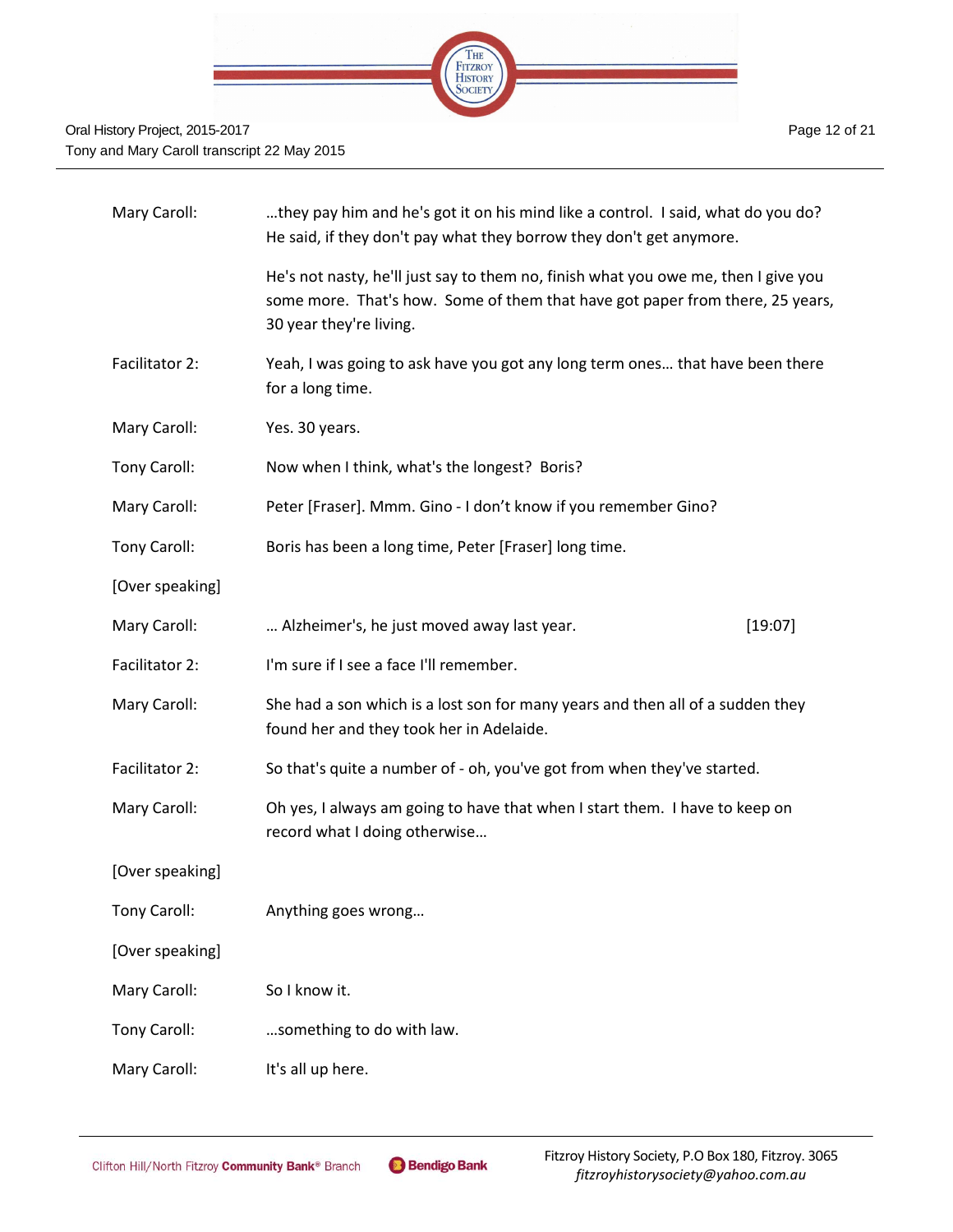Mary Caroll: …they pay him and he's got it on his mind like a control. I said, what do you do? He said, if they don't pay what they borrow they don't get anymore.

He's not nasty, he'll just say to them no, finish what you owe me, then I give you some more. That's how. Some of them that have got paper from there, 25 years, 30 year they're living.

Facilitator 2: Yeah, I was going to ask have you got any long term ones… that have been there for a long time.

Mary Caroll: Yes. 30 years.

Tony Caroll: Now when I think, what's the longest? Boris?

Mary Caroll: Peter [Fraser]. Mmm. Gino - I don't know if you remember Gino?

Tony Caroll: Boris has been a long time, Peter [Fraser] long time.

[Over speaking]

Mary Caroll: … Alzheimer's, he just moved away last year. [19:07]

Facilitator 2: I'm sure if I see a face I'll remember.

Mary Caroll: She had a son which is a lost son for many years and then all of a sudden they found her and they took her in Adelaide.

Facilitator 2: So that's quite a number of - oh, you've got from when they've started.

Mary Caroll: Oh yes, I always am going to have that when I start them. I have to keep on record what I doing otherwise…

[Over speaking]

Tony Caroll: Anything goes wrong…

[Over speaking]

Mary Caroll: So I know it.

Tony Caroll: …something to do with law.

Mary Caroll: It's all up here.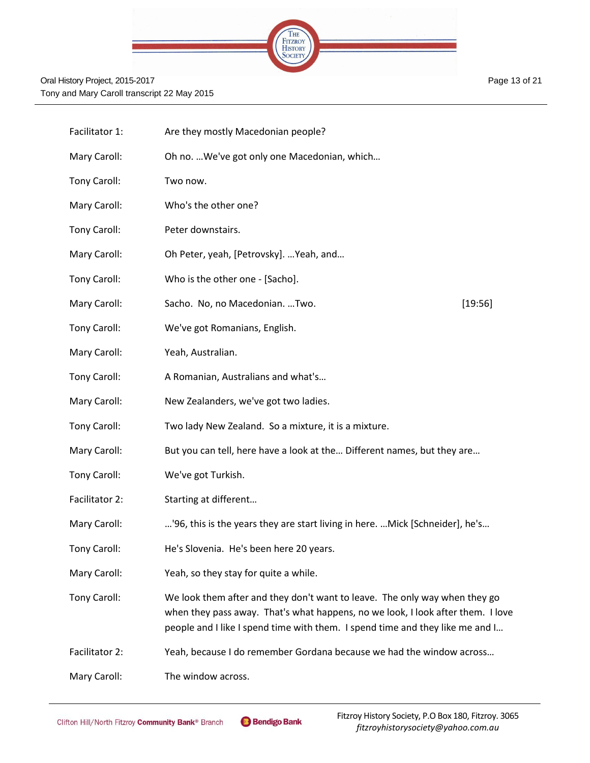| | |
|---|---|
| Facilitator 1: | Are they mostly Macedonian people? |
| Mary Caroll: | Oh no. …We've got only one Macedonian, which… |
| Tony Caroll: | Two now. |
| Mary Caroll: | Who's the other one? |
| Tony Caroll: | Peter downstairs. |
| Mary Caroll: | Oh Peter, yeah, [Petrovsky]. …Yeah, and… |
| Tony Caroll: | Who is the other one - [Sacho]. |
| Mary Caroll: | Sacho. No, no Macedonian. …Two. [19:56] |
| Tony Caroll: | We've got Romanians, English. |
| Mary Caroll: | Yeah, Australian. |
| Tony Caroll: | A Romanian, Australians and what's… |
| Mary Caroll: | New Zealanders, we've got two ladies. |
| Tony Caroll: | Two lady New Zealand. So a mixture, it is a mixture. |
| Mary Caroll: | But you can tell, here have a look at the… Different names, but they are… |
| Tony Caroll: | We've got Turkish. |
| Facilitator 2: | Starting at different… |
| Mary Caroll: | …'96, this is the years they are start living in here. …Mick [Schneider], he's… |
| Tony Caroll: | He's Slovenia. He's been here 20 years. |
| Mary Caroll: | Yeah, so they stay for quite a while. |
| Tony Caroll: | We look them after and they don't want to leave. The only way when they go when they pass away. That's what happens, no we look, I look after them. I love people and I like I spend time with them. I spend time and they like me and I… |
| Facilitator 2: | Yeah, because I do remember Gordana because we had the window across… |
| Mary Caroll: | The window across. |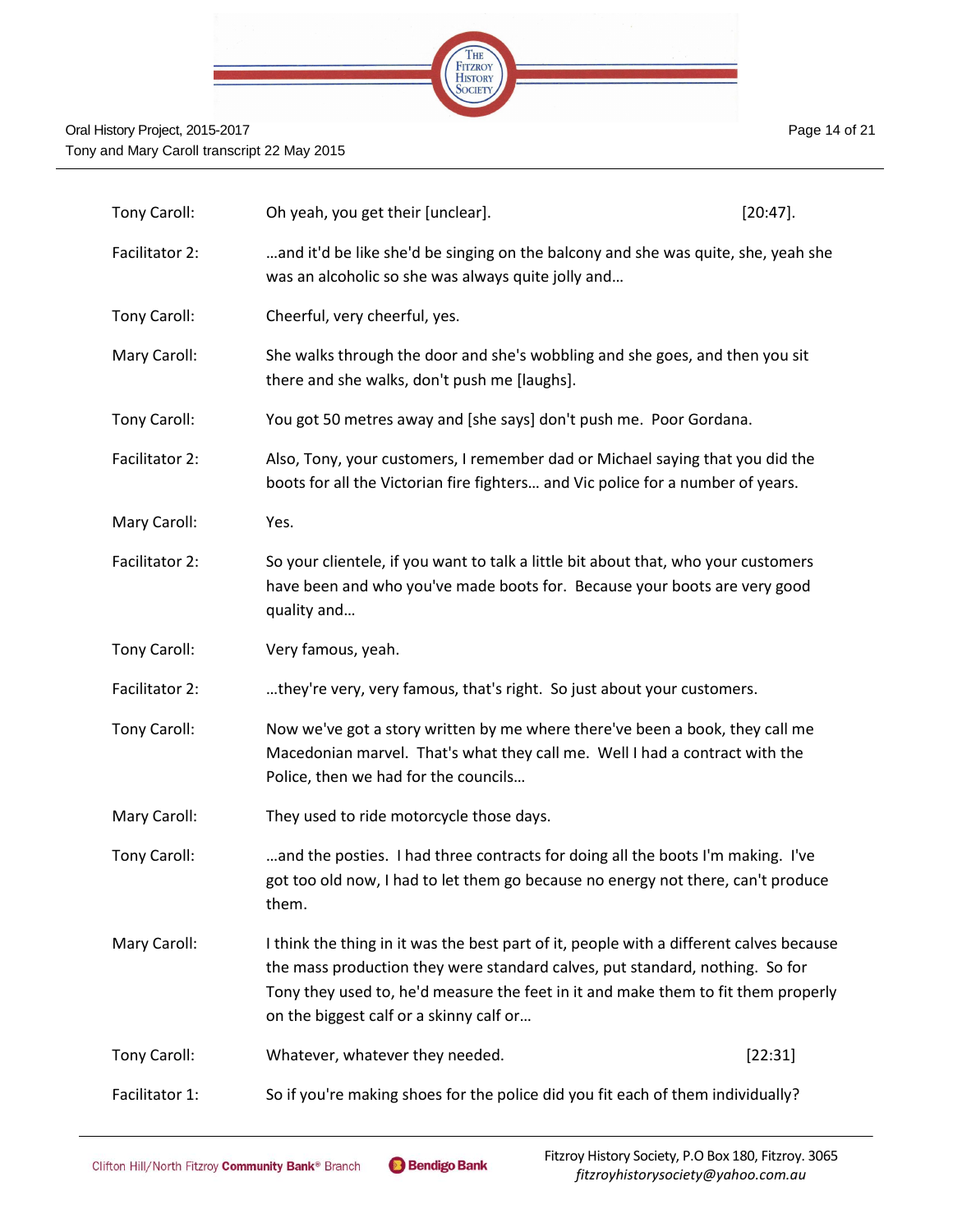| | | |
|---|---|---|
| Tony Caroll: | Oh yeah, you get their [unclear]. | [20:47]. |
| Facilitator 2: | …and it'd be like she'd be singing on the balcony and she was quite, she, yeah she was an alcoholic so she was always quite jolly and… | |
| Tony Caroll: | Cheerful, very cheerful, yes. | |
| Mary Caroll: | She walks through the door and she's wobbling and she goes, and then you sit there and she walks, don't push me [laughs]. | |
| Tony Caroll: | You got 50 metres away and [she says] don't push me. Poor Gordana. | |
| Facilitator 2: | Also, Tony, your customers, I remember dad or Michael saying that you did the boots for all the Victorian fire fighters… and Vic police for a number of years. | |
| Mary Caroll: | Yes. | |
| Facilitator 2: | So your clientele, if you want to talk a little bit about that, who your customers have been and who you've made boots for. Because your boots are very good quality and… | |
| Tony Caroll: | Very famous, yeah. | |
| Facilitator 2: | …they're very, very famous, that's right. So just about your customers. | |
| Tony Caroll: | Now we've got a story written by me where there've been a book, they call me Macedonian marvel. That's what they call me. Well I had a contract with the Police, then we had for the councils… | |
| Mary Caroll: | They used to ride motorcycle those days. | |
| Tony Caroll: | …and the posties. I had three contracts for doing all the boots I'm making. I've got too old now, I had to let them go because no energy not there, can't produce them. | |
| Mary Caroll: | I think the thing in it was the best part of it, people with a different calves because the mass production they were standard calves, put standard, nothing. So for Tony they used to, he'd measure the feet in it and make them to fit them properly on the biggest calf or a skinny calf or… | |
| Tony Caroll: | Whatever, whatever they needed. | [22:31] |
| Facilitator 1: | So if you're making shoes for the police did you fit each of them individually? | |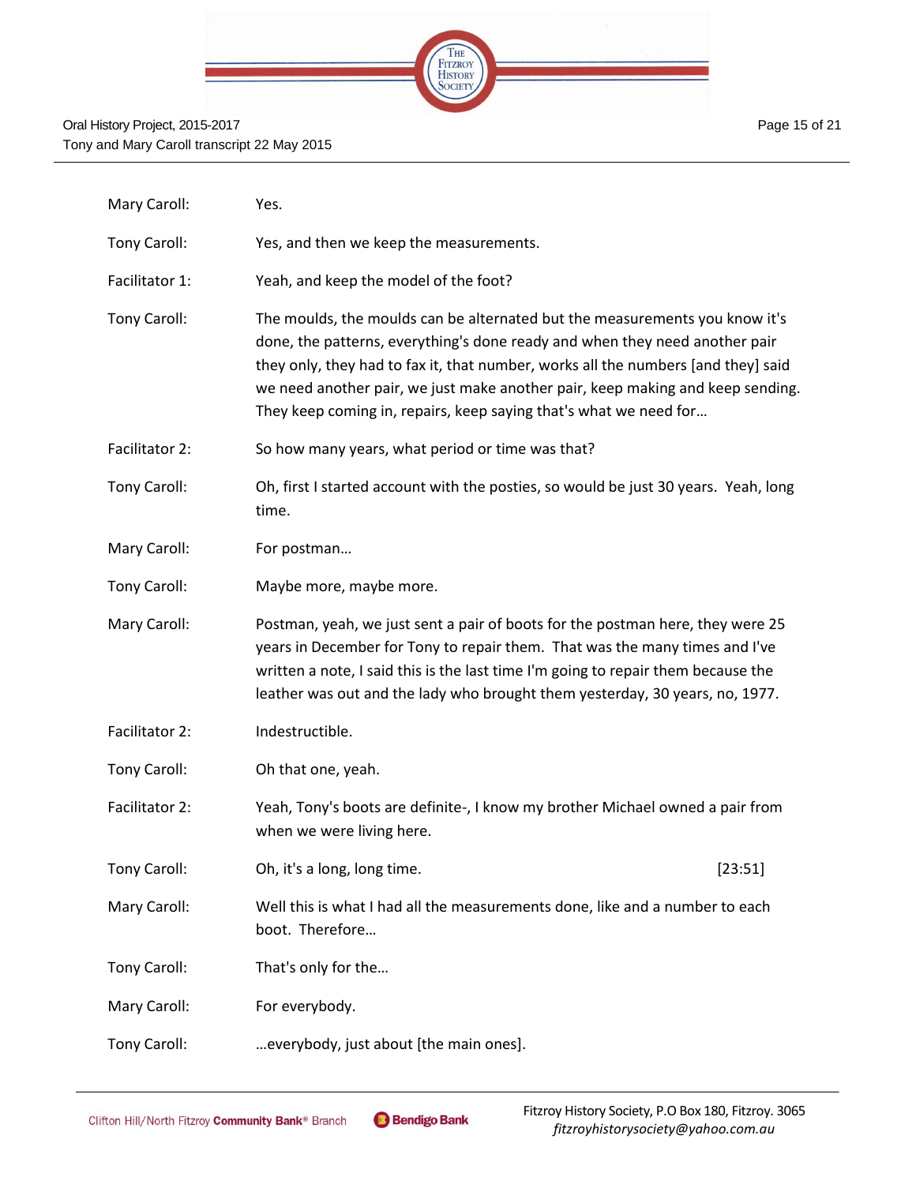| | |
|---|---|
| Mary Caroll: | Yes. |
| Tony Caroll: | Yes, and then we keep the measurements. |
| Facilitator 1: | Yeah, and keep the model of the foot? |
| Tony Caroll: | The moulds, the moulds can be alternated but the measurements you know it's done, the patterns, everything's done ready and when they need another pair they only, they had to fax it, that number, works all the numbers [and they] said we need another pair, we just make another pair, keep making and keep sending. They keep coming in, repairs, keep saying that's what we need for… |
| Facilitator 2: | So how many years, what period or time was that? |
| Tony Caroll: | Oh, first I started account with the posties, so would be just 30 years. Yeah, long time. |
| Mary Caroll: | For postman… |
| Tony Caroll: | Maybe more, maybe more. |
| Mary Caroll: | Postman, yeah, we just sent a pair of boots for the postman here, they were 25 years in December for Tony to repair them. That was the many times and I've written a note, I said this is the last time I'm going to repair them because the leather was out and the lady who brought them yesterday, 30 years, no, 1977. |
| Facilitator 2: | Indestructible. |
| Tony Caroll: | Oh that one, yeah. |
| Facilitator 2: | Yeah, Tony's boots are definite-, I know my brother Michael owned a pair from when we were living here. |
| Tony Caroll: | Oh, it's a long, long time. [23:51] |
| Mary Caroll: | Well this is what I had all the measurements done, like and a number to each boot. Therefore… |
| Tony Caroll: | That's only for the… |
| Mary Caroll: | For everybody. |
| Tony Caroll: | …everybody, just about [the main ones]. |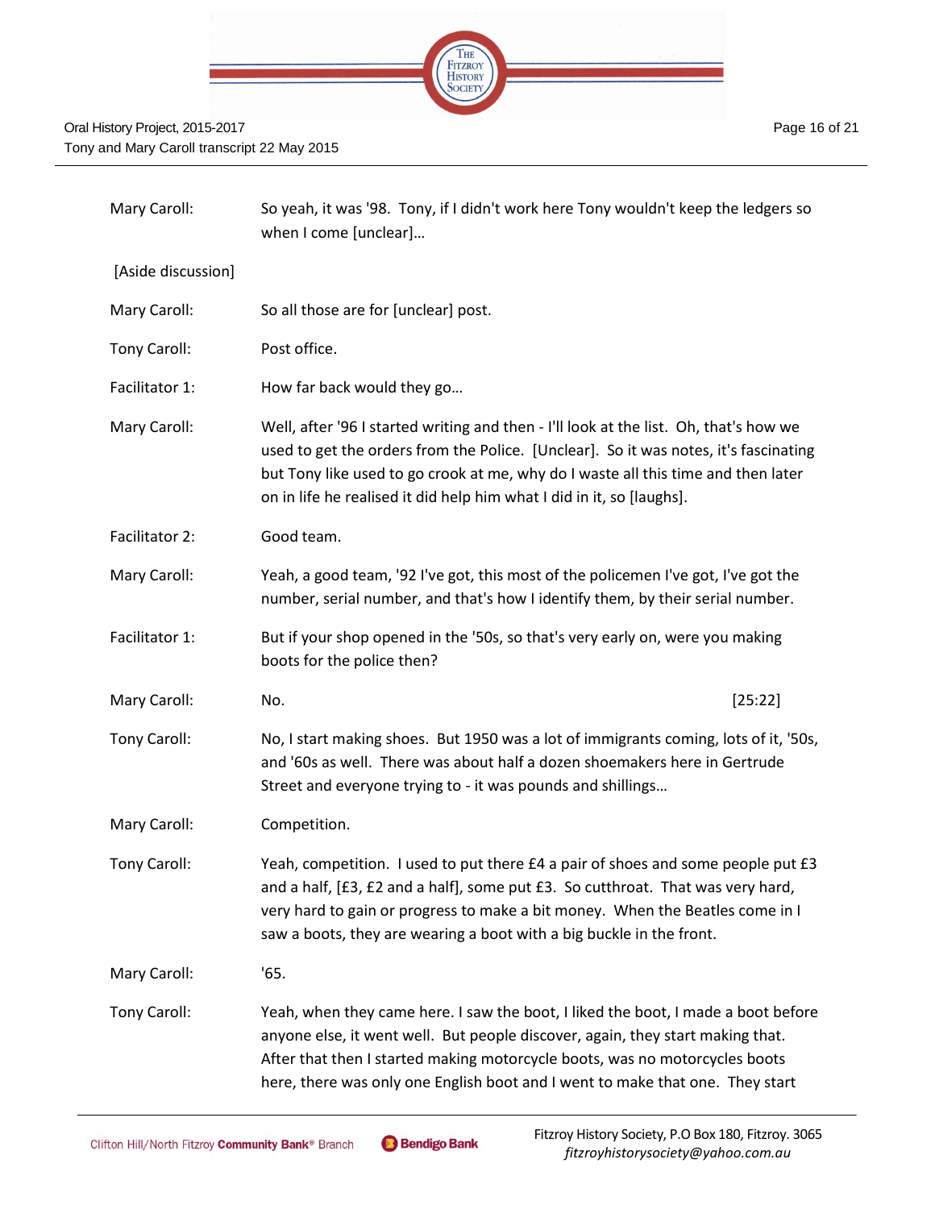Mary Caroll: So yeah, it was '98. Tony, if I didn't work here Tony wouldn't keep the ledgers so when I come [unclear]…

[Aside discussion]

Mary Caroll: So all those are for [unclear] post.

Tony Caroll: Post office.

Facilitator 1: How far back would they go…

Mary Caroll: Well, after '96 I started writing and then - I'll look at the list. Oh, that's how we used to get the orders from the Police. [Unclear]. So it was notes, it's fascinating but Tony like used to go crook at me, why do I waste all this time and then later on in life he realised it did help him what I did in it, so [laughs].

Facilitator 2: Good team.

Mary Caroll: Yeah, a good team, '92 I've got, this most of the policemen I've got, I've got the number, serial number, and that's how I identify them, by their serial number.

Facilitator 1: But if your shop opened in the '50s, so that's very early on, were you making boots for the police then?

Mary Caroll: No. [25:22]

Tony Caroll: No, I start making shoes. But 1950 was a lot of immigrants coming, lots of it, '50s, and '60s as well. There was about half a dozen shoemakers here in Gertrude Street and everyone trying to - it was pounds and shillings…

Mary Caroll: Competition.

Tony Caroll: Yeah, competition. I used to put there £4 a pair of shoes and some people put £3 and a half, [£3, £2 and a half], some put £3. So cutthroat. That was very hard, very hard to gain or progress to make a bit money. When the Beatles come in I saw a boots, they are wearing a boot with a big buckle in the front.

Mary Caroll: '65.

Tony Caroll: Yeah, when they came here. I saw the boot, I liked the boot, I made a boot before anyone else, it went well. But people discover, again, they start making that. After that then I started making motorcycle boots, was no motorcycles boots here, there was only one English boot and I went to make that one. They start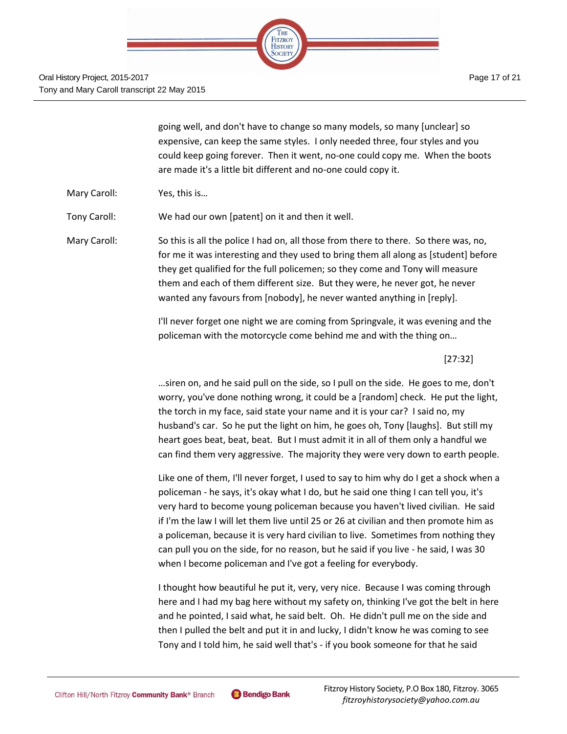going well, and don't have to change so many models, so many [unclear] so expensive, can keep the same styles. I only needed three, four styles and you could keep going forever. Then it went, no-one could copy me. When the boots are made it's a little bit different and no-one could copy it.

Mary Caroll: Yes, this is…

Tony Caroll: We had our own [patent] on it and then it well.

Mary Caroll: So this is all the police I had on, all those from there to there. So there was, no, for me it was interesting and they used to bring them all along as [student] before they get qualified for the full policemen; so they come and Tony will measure them and each of them different size. But they were, he never got, he never wanted any favours from [nobody], he never wanted anything in [reply].

I'll never forget one night we are coming from Springvale, it was evening and the policeman with the motorcycle come behind me and with the thing on…

[27:32]

…siren on, and he said pull on the side, so I pull on the side. He goes to me, don't worry, you've done nothing wrong, it could be a [random] check. He put the light, the torch in my face, said state your name and it is your car? I said no, my husband's car. So he put the light on him, he goes oh, Tony [laughs]. But still my heart goes beat, beat, beat. But I must admit it in all of them only a handful we can find them very aggressive. The majority they were very down to earth people.

Like one of them, I'll never forget, I used to say to him why do I get a shock when a policeman - he says, it's okay what I do, but he said one thing I can tell you, it's very hard to become young policeman because you haven't lived civilian. He said if I'm the law I will let them live until 25 or 26 at civilian and then promote him as a policeman, because it is very hard civilian to live. Sometimes from nothing they can pull you on the side, for no reason, but he said if you live - he said, I was 30 when I become policeman and I've got a feeling for everybody.

I thought how beautiful he put it, very, very nice. Because I was coming through here and I had my bag here without my safety on, thinking I've got the belt in here and he pointed, I said what, he said belt. Oh. He didn't pull me on the side and then I pulled the belt and put it in and lucky, I didn't know he was coming to see Tony and I told him, he said well that's - if you book someone for that he said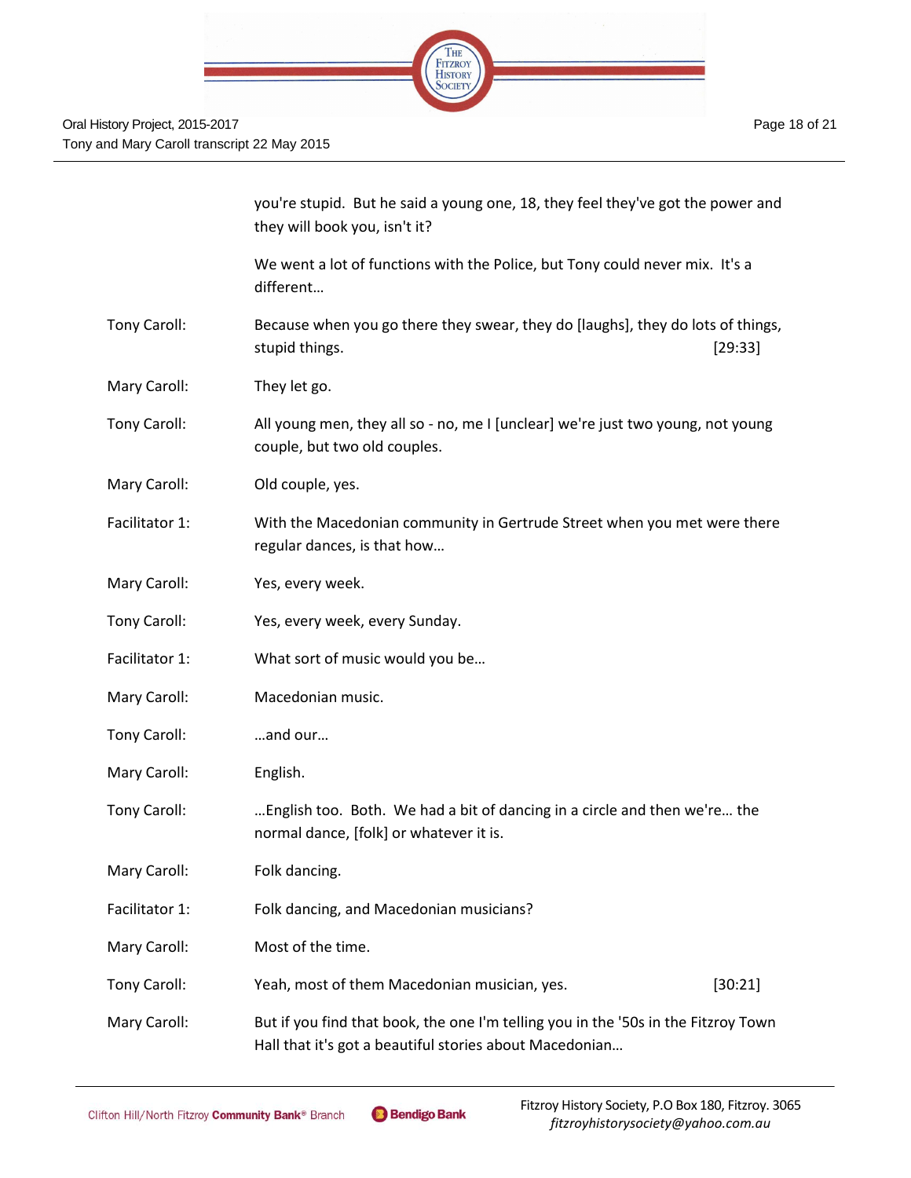you're stupid. But he said a young one, 18, they feel they've got the power and they will book you, isn't it?

We went a lot of functions with the Police, but Tony could never mix. It's a different…

Tony Caroll: Because when you go there they swear, they do [laughs], they do lots of things, stupid things. [29:33]

Mary Caroll: They let go.

Tony Caroll: All young men, they all so - no, me I [unclear] we're just two young, not young couple, but two old couples.

Mary Caroll: Old couple, yes.

Facilitator 1: With the Macedonian community in Gertrude Street when you met were there regular dances, is that how…

Mary Caroll: Yes, every week.

Tony Caroll: Yes, every week, every Sunday.

Facilitator 1: What sort of music would you be…

Mary Caroll: Macedonian music.

Tony Caroll: …and our…

Mary Caroll: English.

Tony Caroll: …English too. Both. We had a bit of dancing in a circle and then we're… the normal dance, [folk] or whatever it is.

Mary Caroll: Folk dancing.

Facilitator 1: Folk dancing, and Macedonian musicians?

Mary Caroll: Most of the time.

Tony Caroll: Yeah, most of them Macedonian musician, yes. [30:21]

Mary Caroll: But if you find that book, the one I'm telling you in the '50s in the Fitzroy Town Hall that it's got a beautiful stories about Macedonian…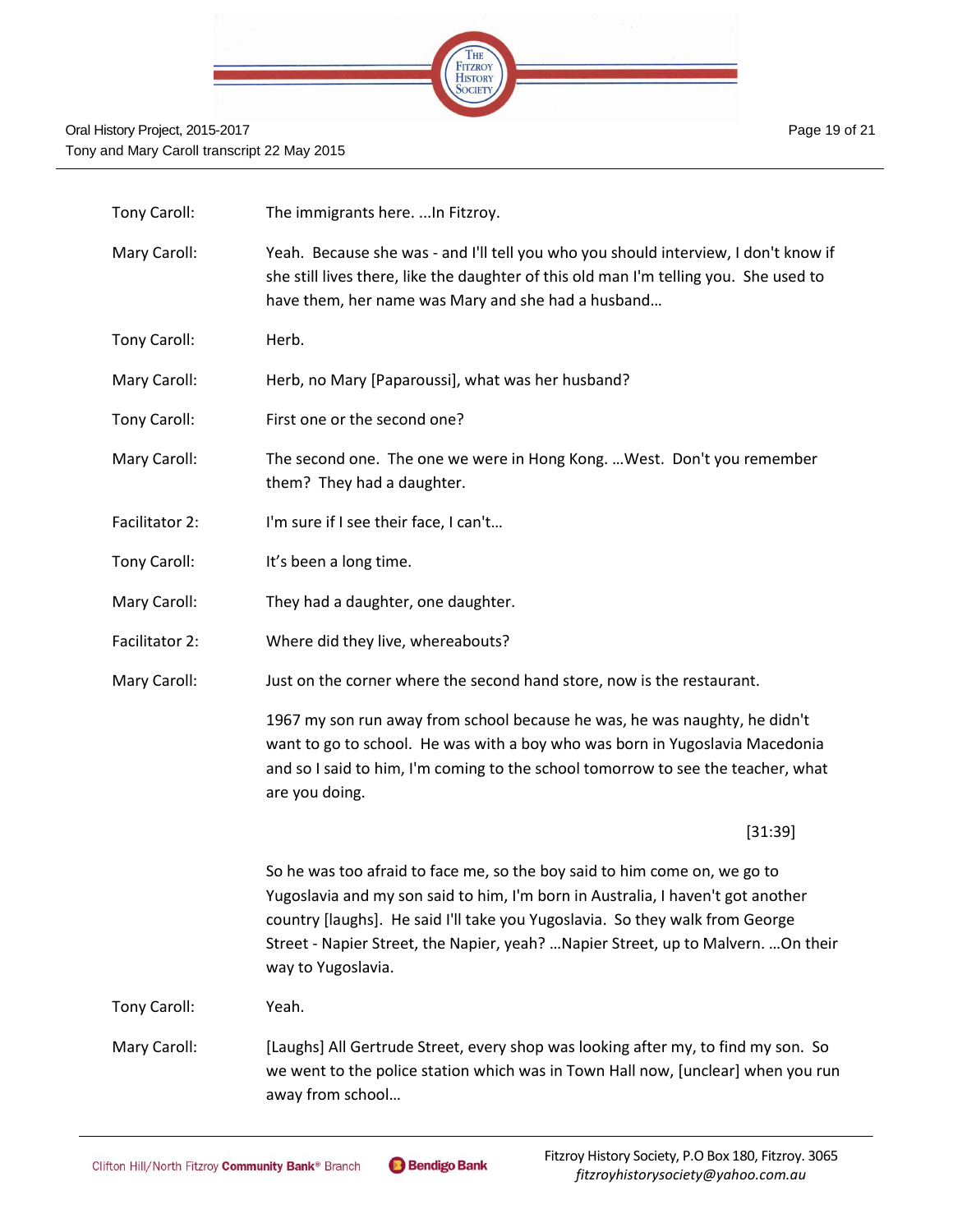Tony Caroll: The immigrants here. ...In Fitzroy.

Mary Caroll: Yeah. Because she was - and I'll tell you who you should interview, I don't know if she still lives there, like the daughter of this old man I'm telling you. She used to have them, her name was Mary and she had a husband…

Tony Caroll: Herb.

Mary Caroll: Herb, no Mary [Paparoussi], what was her husband?

Tony Caroll: First one or the second one?

Mary Caroll: The second one. The one we were in Hong Kong. …West. Don't you remember them? They had a daughter.

Facilitator 2: I'm sure if I see their face, I can't…

Tony Caroll: It's been a long time.

Mary Caroll: They had a daughter, one daughter.

Facilitator 2: Where did they live, whereabouts?

Mary Caroll: Just on the corner where the second hand store, now is the restaurant.

1967 my son run away from school because he was, he was naughty, he didn't want to go to school. He was with a boy who was born in Yugoslavia Macedonia and so I said to him, I'm coming to the school tomorrow to see the teacher, what are you doing.

[31:39]

So he was too afraid to face me, so the boy said to him come on, we go to Yugoslavia and my son said to him, I'm born in Australia, I haven't got another country [laughs]. He said I'll take you Yugoslavia. So they walk from George Street - Napier Street, the Napier, yeah? …Napier Street, up to Malvern. …On their way to Yugoslavia.

Tony Caroll: Yeah.

Mary Caroll: [Laughs] All Gertrude Street, every shop was looking after my, to find my son. So we went to the police station which was in Town Hall now, [unclear] when you run away from school…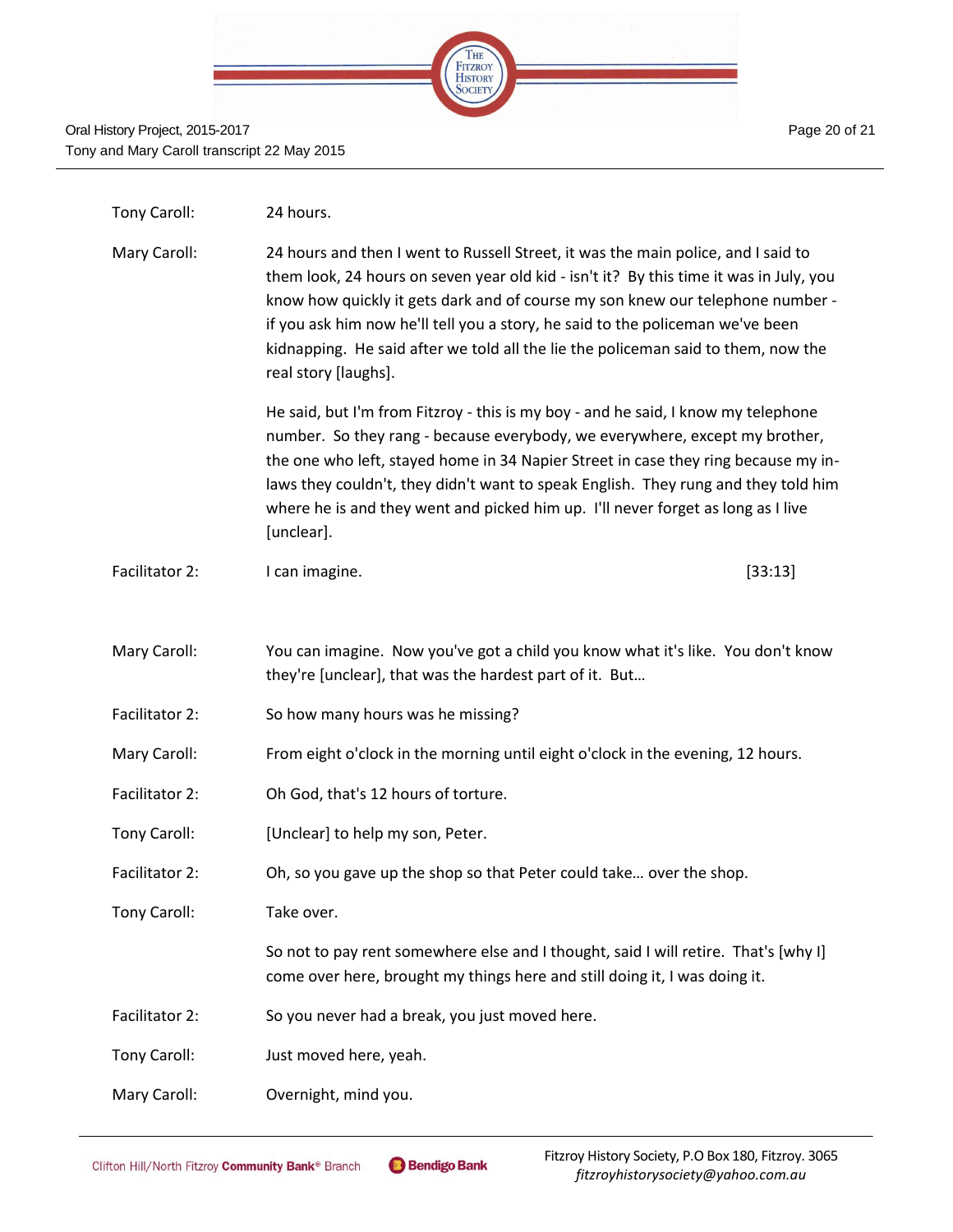Tony Caroll: 24 hours.

Mary Caroll: 24 hours and then I went to Russell Street, it was the main police, and I said to them look, 24 hours on seven year old kid - isn't it? By this time it was in July, you know how quickly it gets dark and of course my son knew our telephone number - if you ask him now he'll tell you a story, he said to the policeman we've been kidnapping. He said after we told all the lie the policeman said to them, now the real story [laughs].

He said, but I'm from Fitzroy - this is my boy - and he said, I know my telephone number. So they rang - because everybody, we everywhere, except my brother, the one who left, stayed home in 34 Napier Street in case they ring because my in-laws they couldn't, they didn't want to speak English. They rung and they told him where he is and they went and picked him up. I'll never forget as long as I live [unclear].

Facilitator 2: I can imagine. [33:13]

Mary Caroll: You can imagine. Now you've got a child you know what it's like. You don't know they're [unclear], that was the hardest part of it. But…

Facilitator 2: So how many hours was he missing?

Mary Caroll: From eight o'clock in the morning until eight o'clock in the evening, 12 hours.

Facilitator 2: Oh God, that's 12 hours of torture.

Tony Caroll: [Unclear] to help my son, Peter.

Facilitator 2: Oh, so you gave up the shop so that Peter could take… over the shop.

Tony Caroll: Take over.

So not to pay rent somewhere else and I thought, said I will retire. That's [why I] come over here, brought my things here and still doing it, I was doing it.

Facilitator 2: So you never had a break, you just moved here.

Tony Caroll: Just moved here, yeah.

Mary Caroll: Overnight, mind you.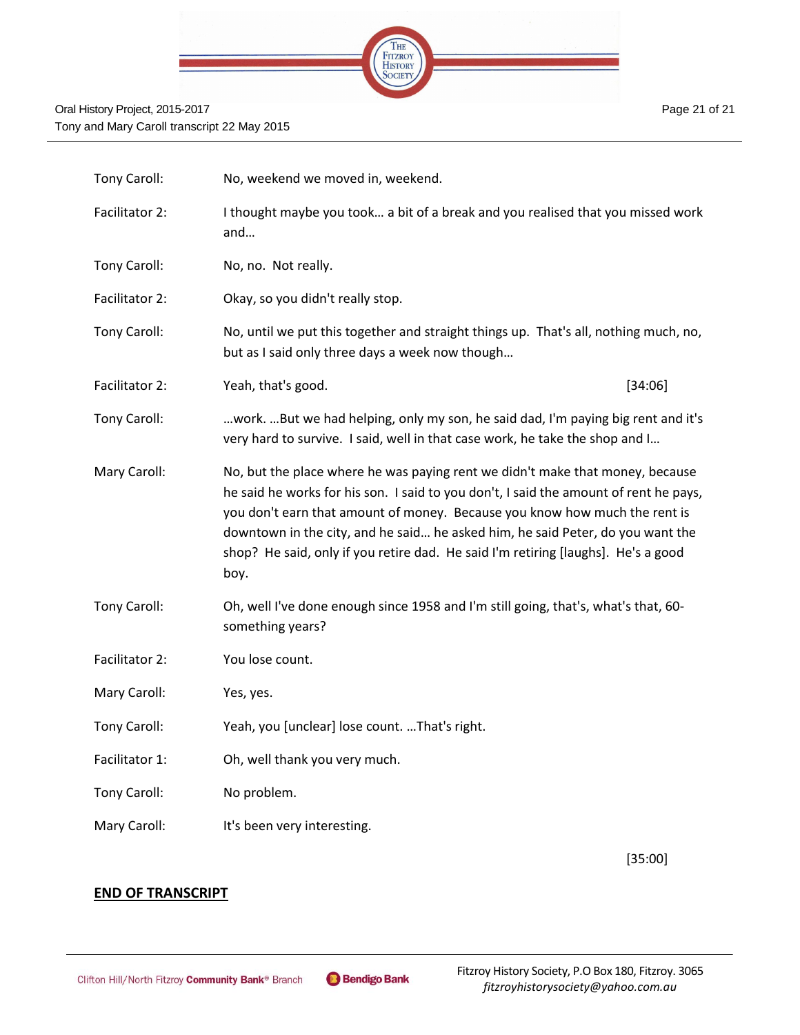| | |
|---|---|
| Tony Caroll: | No, weekend we moved in, weekend. |
| Facilitator 2: | I thought maybe you took… a bit of a break and you realised that you missed work and… |
| Tony Caroll: | No, no. Not really. |
| Facilitator 2: | Okay, so you didn't really stop. |
| Tony Caroll: | No, until we put this together and straight things up. That's all, nothing much, no, but as I said only three days a week now though… |
| Facilitator 2: | Yeah, that's good. [34:06] |
| Tony Caroll: | …work. …But we had helping, only my son, he said dad, I'm paying big rent and it's very hard to survive. I said, well in that case work, he take the shop and I… |
| Mary Caroll: | No, but the place where he was paying rent we didn't make that money, because he said he works for his son. I said to you don't, I said the amount of rent he pays, you don't earn that amount of money. Because you know how much the rent is downtown in the city, and he said… he asked him, he said Peter, do you want the shop? He said, only if you retire dad. He said I'm retiring [laughs]. He's a good boy. |
| Tony Caroll: | Oh, well I've done enough since 1958 and I'm still going, that's, what's that, 60-something years? |
| Facilitator 2: | You lose count. |
| Mary Caroll: | Yes, yes. |
| Tony Caroll: | Yeah, you [unclear] lose count. …That's right. |
| Facilitator 1: | Oh, well thank you very much. |
| Tony Caroll: | No problem. |
| Mary Caroll: | It's been very interesting. |

[35:00]

**END OF TRANSCRIPT**